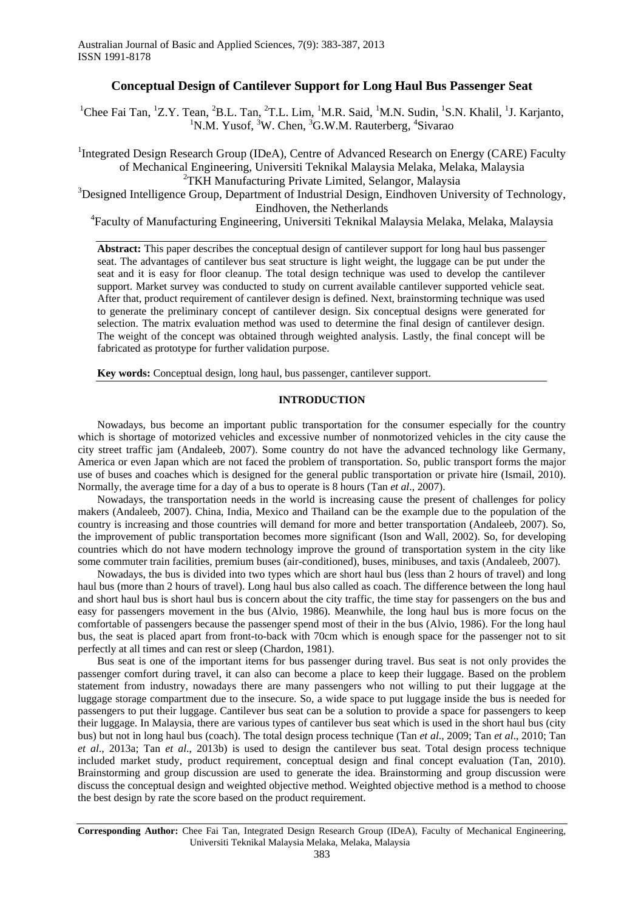# Conceptual Design of Cantilever Support for Long Haul Bus Passenger Seat

[1]Chee Fai Tan, [1]Z.Y. Tean, [2]B.L. Tan, [2]T.L. Lim, [1]M.R. Said, [1]M.N. Sudin, [1]S.N. Khalil, [1]J. Karjanto, [1]N.M. Yusof, [3]W. Chen, [3]G.W.M. Rauterberg, [4]Sivarao

[1]Integrated Design Research Group (IDeA), Centre of Advanced Research on Energy (CARE) Faculty of Mechanical Engineering, Universiti Teknikal Malaysia Melaka, Melaka, Malaysia
[2]TKH Manufacturing Private Limited, Selangor, Malaysia
[3]Designed Intelligence Group, Department of Industrial Design, Eindhoven University of Technology, Eindhoven, the Netherlands
[4]Faculty of Manufacturing Engineering, Universiti Teknikal Malaysia Melaka, Melaka, Malaysia

**Abstract:** This paper describes the conceptual design of cantilever support for long haul bus passenger seat. The advantages of cantilever bus seat structure is light weight, the luggage can be put under the seat and it is easy for floor cleanup. The total design technique was used to develop the cantilever support. Market survey was conducted to study on current available cantilever supported vehicle seat. After that, product requirement of cantilever design is defined. Next, brainstorming technique was used to generate the preliminary concept of cantilever design. Six conceptual designs were generated for selection. The matrix evaluation method was used to determine the final design of cantilever design. The weight of the concept was obtained through weighted analysis. Lastly, the final concept will be fabricated as prototype for further validation purpose.

**Key words:** Conceptual design, long haul, bus passenger, cantilever support.

## INTRODUCTION

Nowadays, bus become an important public transportation for the consumer especially for the country which is shortage of motorized vehicles and excessive number of nonmotorized vehicles in the city cause the city street traffic jam (Andaleeb, 2007). Some country do not have the advanced technology like Germany, America or even Japan which are not faced the problem of transportation. So, public transport forms the major use of buses and coaches which is designed for the general public transportation or private hire (Ismail, 2010). Normally, the average time for a day of a bus to operate is 8 hours (Tan *et al*., 2007).

Nowadays, the transportation needs in the world is increasing cause the present of challenges for policy makers (Andaleeb, 2007). China, India, Mexico and Thailand can be the example due to the population of the country is increasing and those countries will demand for more and better transportation (Andaleeb, 2007). So, the improvement of public transportation becomes more significant (Ison and Wall, 2002). So, for developing countries which do not have modern technology improve the ground of transportation system in the city like some commuter train facilities, premium buses (air-conditioned), buses, minibuses, and taxis (Andaleeb, 2007).

Nowadays, the bus is divided into two types which are short haul bus (less than 2 hours of travel) and long haul bus (more than 2 hours of travel). Long haul bus also called as coach. The difference between the long haul and short haul bus is short haul bus is concern about the city traffic, the time stay for passengers on the bus and easy for passengers movement in the bus (Alvio, 1986). Meanwhile, the long haul bus is more focus on the comfortable of passengers because the passenger spend most of their in the bus (Alvio, 1986). For the long haul bus, the seat is placed apart from front-to-back with 70cm which is enough space for the passenger not to sit perfectly at all times and can rest or sleep (Chardon, 1981).

Bus seat is one of the important items for bus passenger during travel. Bus seat is not only provides the passenger comfort during travel, it can also can become a place to keep their luggage. Based on the problem statement from industry, nowadays there are many passengers who not willing to put their luggage at the luggage storage compartment due to the insecure. So, a wide space to put luggage inside the bus is needed for passengers to put their luggage. Cantilever bus seat can be a solution to provide a space for passengers to keep their luggage. In Malaysia, there are various types of cantilever bus seat which is used in the short haul bus (city bus) but not in long haul bus (coach). The total design process technique (Tan *et al*., 2009; Tan *et al*., 2010; Tan *et al*., 2013a; Tan *et al*., 2013b) is used to design the cantilever bus seat. Total design process technique included market study, product requirement, conceptual design and final concept evaluation (Tan, 2010). Brainstorming and group discussion are used to generate the idea. Brainstorming and group discussion were discuss the conceptual design and weighted objective method. Weighted objective method is a method to choose the best design by rate the score based on the product requirement.

**Corresponding Author:** Chee Fai Tan, Integrated Design Research Group (IDeA), Faculty of Mechanical Engineering, Universiti Teknikal Malaysia Melaka, Melaka, Malaysia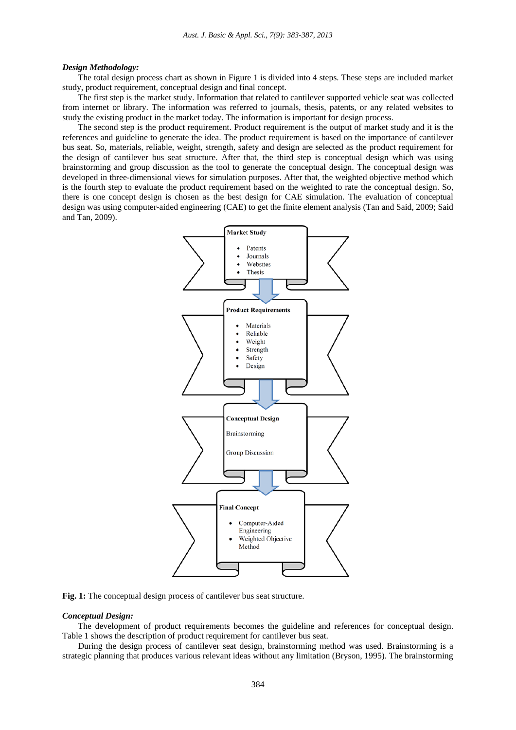### *Design Methodology:*

The total design process chart as shown in Figure 1 is divided into 4 steps. These steps are included market study, product requirement, conceptual design and final concept.

The first step is the market study. Information that related to cantilever supported vehicle seat was collected from internet or library. The information was referred to journals, thesis, patents, or any related websites to study the existing product in the market today. The information is important for design process.

The second step is the product requirement. Product requirement is the output of market study and it is the references and guideline to generate the idea. The product requirement is based on the importance of cantilever bus seat. So, materials, reliable, weight, strength, safety and design are selected as the product requirement for the design of cantilever bus seat structure. After that, the third step is conceptual design which was using brainstorming and group discussion as the tool to generate the conceptual design. The conceptual design was developed in three-dimensional views for simulation purposes. After that, the weighted objective method which is the fourth step to evaluate the product requirement based on the weighted to rate the conceptual design. So, there is one concept design is chosen as the best design for CAE simulation. The evaluation of conceptual design was using computer-aided engineering (CAE) to get the finite element analysis (Tan and Said, 2009; Said and Tan, 2009).

**Market Study**
- Patents
- Journals
- Websites
- Thesis

**Product Requirements**
- Materials
- Reliable
- Weight
- Strength
- Safety
- Design

**Conceptual Design**

Brainstorming

Group Discussion

**Final Concept**
- Computer-Aided Engineering
- Weighted Objective Method

**Fig. 1:** The conceptual design process of cantilever bus seat structure.

### *Conceptual Design:*

The development of product requirements becomes the guideline and references for conceptual design. Table 1 shows the description of product requirement for cantilever bus seat.

During the design process of cantilever seat design, brainstorming method was used. Brainstorming is a strategic planning that produces various relevant ideas without any limitation (Bryson, 1995). The brainstorming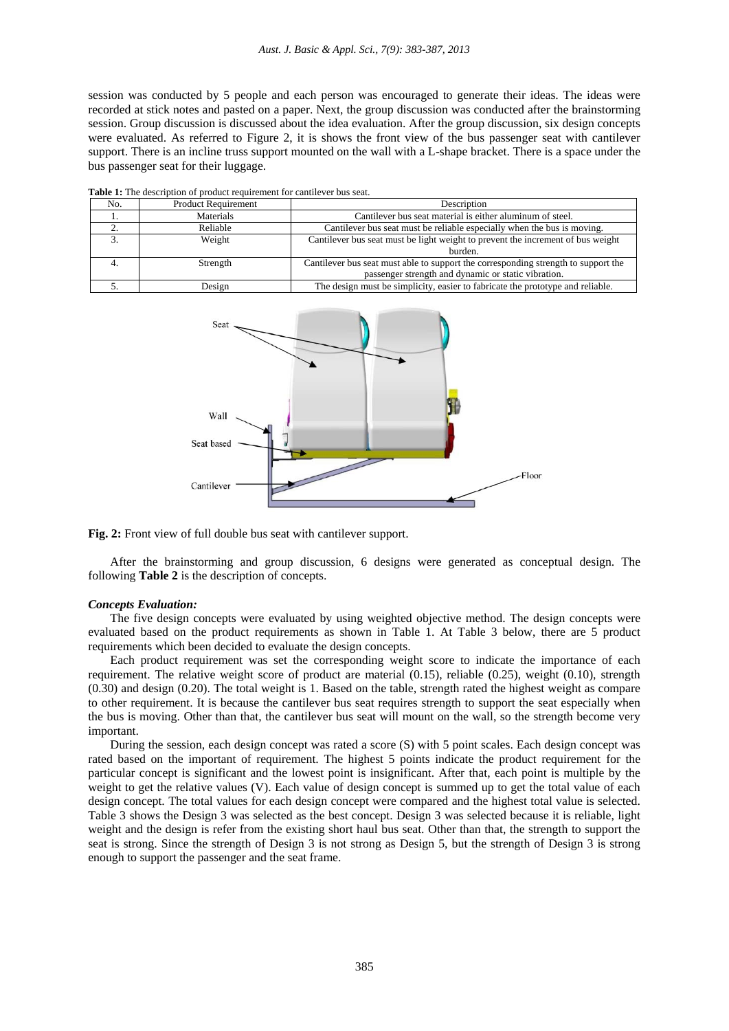session was conducted by 5 people and each person was encouraged to generate their ideas. The ideas were recorded at stick notes and pasted on a paper. Next, the group discussion was conducted after the brainstorming session. Group discussion is discussed about the idea evaluation. After the group discussion, six design concepts were evaluated. As referred to Figure 2, it is shows the front view of the bus passenger seat with cantilever support. There is an incline truss support mounted on the wall with a L-shape bracket. There is a space under the bus passenger seat for their luggage.

**Table 1:** The description of product requirement for cantilever bus seat.

| No. | Product Requirement | Description |
|---|---|---|
| 1. | Materials | Cantilever bus seat material is either aluminum of steel. |
| 2. | Reliable | Cantilever bus seat must be reliable especially when the bus is moving. |
| 3. | Weight | Cantilever bus seat must be light weight to prevent the increment of bus weight burden. |
| 4. | Strength | Cantilever bus seat must able to support the corresponding strength to support the passenger strength and dynamic or static vibration. |
| 5. | Design | The design must be simplicity, easier to fabricate the prototype and reliable. |

**Fig. 2:** Front view of full double bus seat with cantilever support.

After the brainstorming and group discussion, 6 designs were generated as conceptual design. The following **Table 2** is the description of concepts.

***Concepts Evaluation:***

The five design concepts were evaluated by using weighted objective method. The design concepts were evaluated based on the product requirements as shown in Table 1. At Table 3 below, there are 5 product requirements which been decided to evaluate the design concepts.

Each product requirement was set the corresponding weight score to indicate the importance of each requirement. The relative weight score of product are material (0.15), reliable (0.25), weight (0.10), strength (0.30) and design (0.20). The total weight is 1. Based on the table, strength rated the highest weight as compare to other requirement. It is because the cantilever bus seat requires strength to support the seat especially when the bus is moving. Other than that, the cantilever bus seat will mount on the wall, so the strength become very important.

During the session, each design concept was rated a score (S) with 5 point scales. Each design concept was rated based on the important of requirement. The highest 5 points indicate the product requirement for the particular concept is significant and the lowest point is insignificant. After that, each point is multiple by the weight to get the relative values (V). Each value of design concept is summed up to get the total value of each design concept. The total values for each design concept were compared and the highest total value is selected. Table 3 shows the Design 3 was selected as the best concept. Design 3 was selected because it is reliable, light weight and the design is refer from the existing short haul bus seat. Other than that, the strength to support the seat is strong. Since the strength of Design 3 is not strong as Design 5, but the strength of Design 3 is strong enough to support the passenger and the seat frame.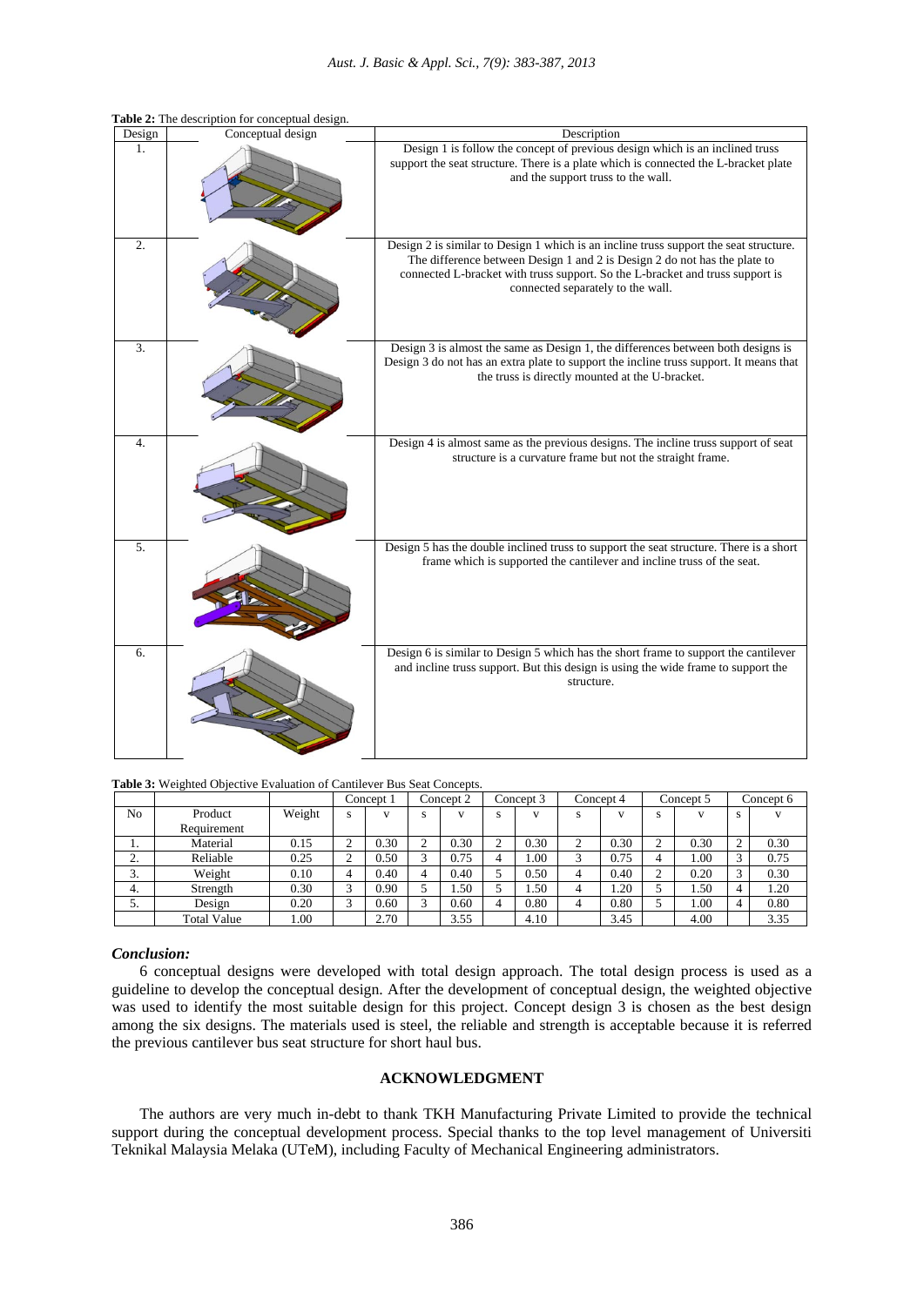**Table 2:** The description for conceptual design.

| Design | Conceptual design | Description |
|---|---|---|
| 1. | | Design 1 is follow the concept of previous design which is an inclined truss support the seat structure. There is a plate which is connected the L-bracket plate and the support truss to the wall. |
| 2. | | Design 2 is similar to Design 1 which is an incline truss support the seat structure. The difference between Design 1 and 2 is Design 2 do not has the plate to connected L-bracket with truss support. So the L-bracket and truss support is connected separately to the wall. |
| 3. | | Design 3 is almost the same as Design 1, the differences between both designs is Design 3 do not has an extra plate to support the incline truss support. It means that the truss is directly mounted at the U-bracket. |
| 4. | | Design 4 is almost same as the previous designs. The incline truss support of seat structure is a curvature frame but not the straight frame. |
| 5. | | Design 5 has the double inclined truss to support the seat structure. There is a short frame which is supported the cantilever and incline truss of the seat. |
| 6. | | Design 6 is similar to Design 5 which has the short frame to support the cantilever and incline truss support. But this design is using the wide frame to support the structure. |

**Table 3:** Weighted Objective Evaluation of Cantilever Bus Seat Concepts.

| | | | Concept 1 | | Concept 2 | | Concept 3 | | Concept 4 | | Concept 5 | | Concept 6 | |
|---|---|---|---|---|---|---|---|---|---|---|---|---|---|---|
| No | Product Requirement | Weight | s | v | s | v | s | v | s | v | s | v | s | v |
| 1. | Material | 0.15 | 2 | 0.30 | 2 | 0.30 | 2 | 0.30 | 2 | 0.30 | 2 | 0.30 | 2 | 0.30 |
| 2. | Reliable | 0.25 | 2 | 0.50 | 3 | 0.75 | 4 | 1.00 | 3 | 0.75 | 4 | 1.00 | 3 | 0.75 |
| 3. | Weight | 0.10 | 4 | 0.40 | 4 | 0.40 | 5 | 0.50 | 4 | 0.40 | 2 | 0.20 | 3 | 0.30 |
| 4. | Strength | 0.30 | 3 | 0.90 | 5 | 1.50 | 5 | 1.50 | 4 | 1.20 | 5 | 1.50 | 4 | 1.20 |
| 5. | Design | 0.20 | 3 | 0.60 | 3 | 0.60 | 4 | 0.80 | 4 | 0.80 | 5 | 1.00 | 4 | 0.80 |
| | Total Value | 1.00 | | 2.70 | | 3.55 | | 4.10 | | 3.45 | | 4.00 | | 3.35 |

***Conclusion:***

6 conceptual designs were developed with total design approach. The total design process is used as a guideline to develop the conceptual design. After the development of conceptual design, the weighted objective was used to identify the most suitable design for this project. Concept design 3 is chosen as the best design among the six designs. The materials used is steel, the reliable and strength is acceptable because it is referred the previous cantilever bus seat structure for short haul bus.

## ACKNOWLEDGMENT

The authors are very much in-debt to thank TKH Manufacturing Private Limited to provide the technical support during the conceptual development process. Special thanks to the top level management of Universiti Teknikal Malaysia Melaka (UTeM), including Faculty of Mechanical Engineering administrators.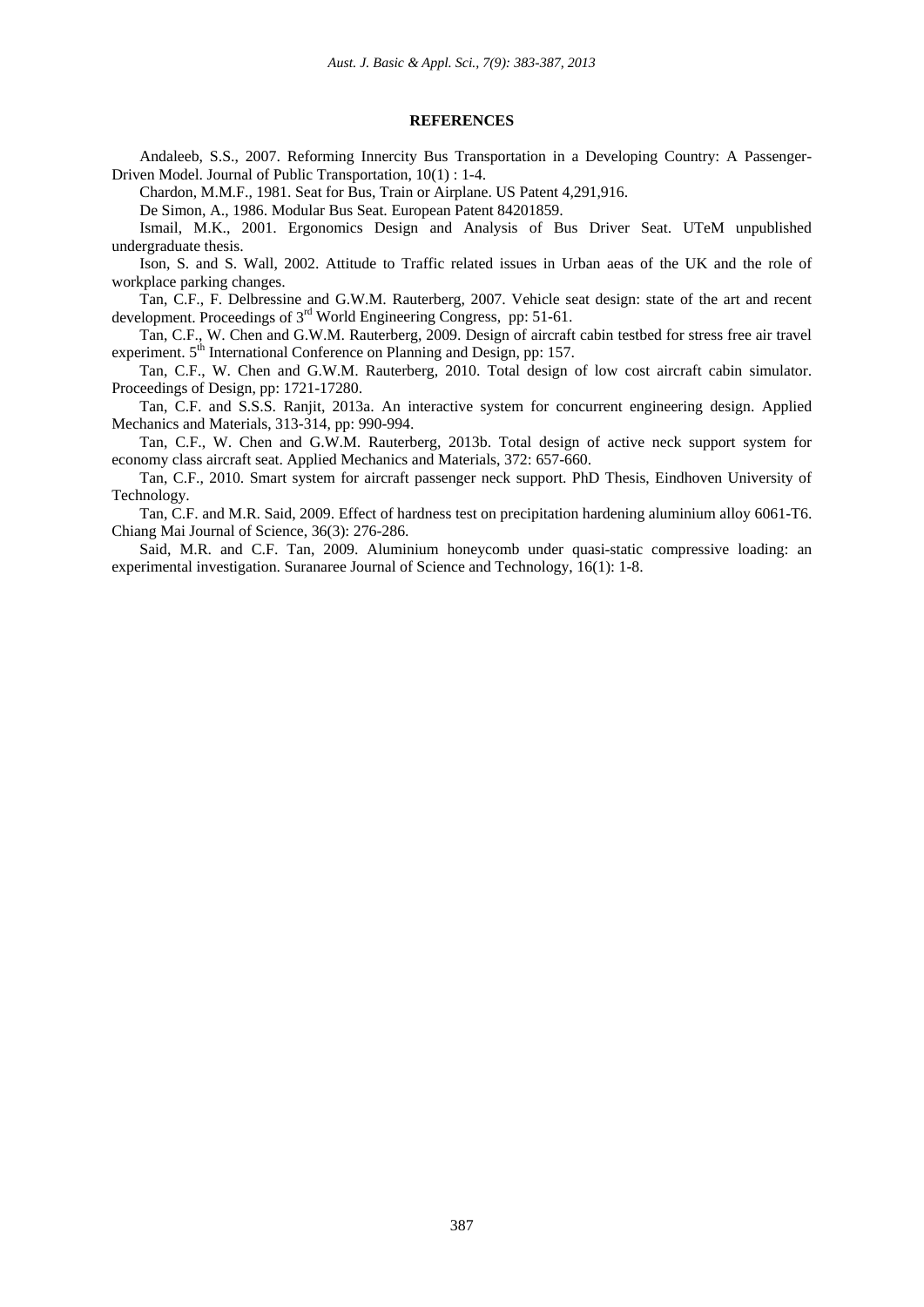## REFERENCES

Andaleeb, S.S., 2007. Reforming Innercity Bus Transportation in a Developing Country: A Passenger-Driven Model. Journal of Public Transportation, 10(1) : 1-4.

Chardon, M.M.F., 1981. Seat for Bus, Train or Airplane. US Patent 4,291,916.

De Simon, A., 1986. Modular Bus Seat. European Patent 84201859.

Ismail, M.K., 2001. Ergonomics Design and Analysis of Bus Driver Seat. UTeM unpublished undergraduate thesis.

Ison, S. and S. Wall, 2002. Attitude to Traffic related issues in Urban aeas of the UK and the role of workplace parking changes.

Tan, C.F., F. Delbressine and G.W.M. Rauterberg, 2007. Vehicle seat design: state of the art and recent development. Proceedings of 3rd World Engineering Congress, pp: 51-61.

Tan, C.F., W. Chen and G.W.M. Rauterberg, 2009. Design of aircraft cabin testbed for stress free air travel experiment. 5th International Conference on Planning and Design, pp: 157.

Tan, C.F., W. Chen and G.W.M. Rauterberg, 2010. Total design of low cost aircraft cabin simulator. Proceedings of Design, pp: 1721-17280.

Tan, C.F. and S.S.S. Ranjit, 2013a. An interactive system for concurrent engineering design. Applied Mechanics and Materials, 313-314, pp: 990-994.

Tan, C.F., W. Chen and G.W.M. Rauterberg, 2013b. Total design of active neck support system for economy class aircraft seat. Applied Mechanics and Materials, 372: 657-660.

Tan, C.F., 2010. Smart system for aircraft passenger neck support. PhD Thesis, Eindhoven University of Technology.

Tan, C.F. and M.R. Said, 2009. Effect of hardness test on precipitation hardening aluminium alloy 6061-T6. Chiang Mai Journal of Science, 36(3): 276-286.

Said, M.R. and C.F. Tan, 2009. Aluminium honeycomb under quasi-static compressive loading: an experimental investigation. Suranaree Journal of Science and Technology, 16(1): 1-8.